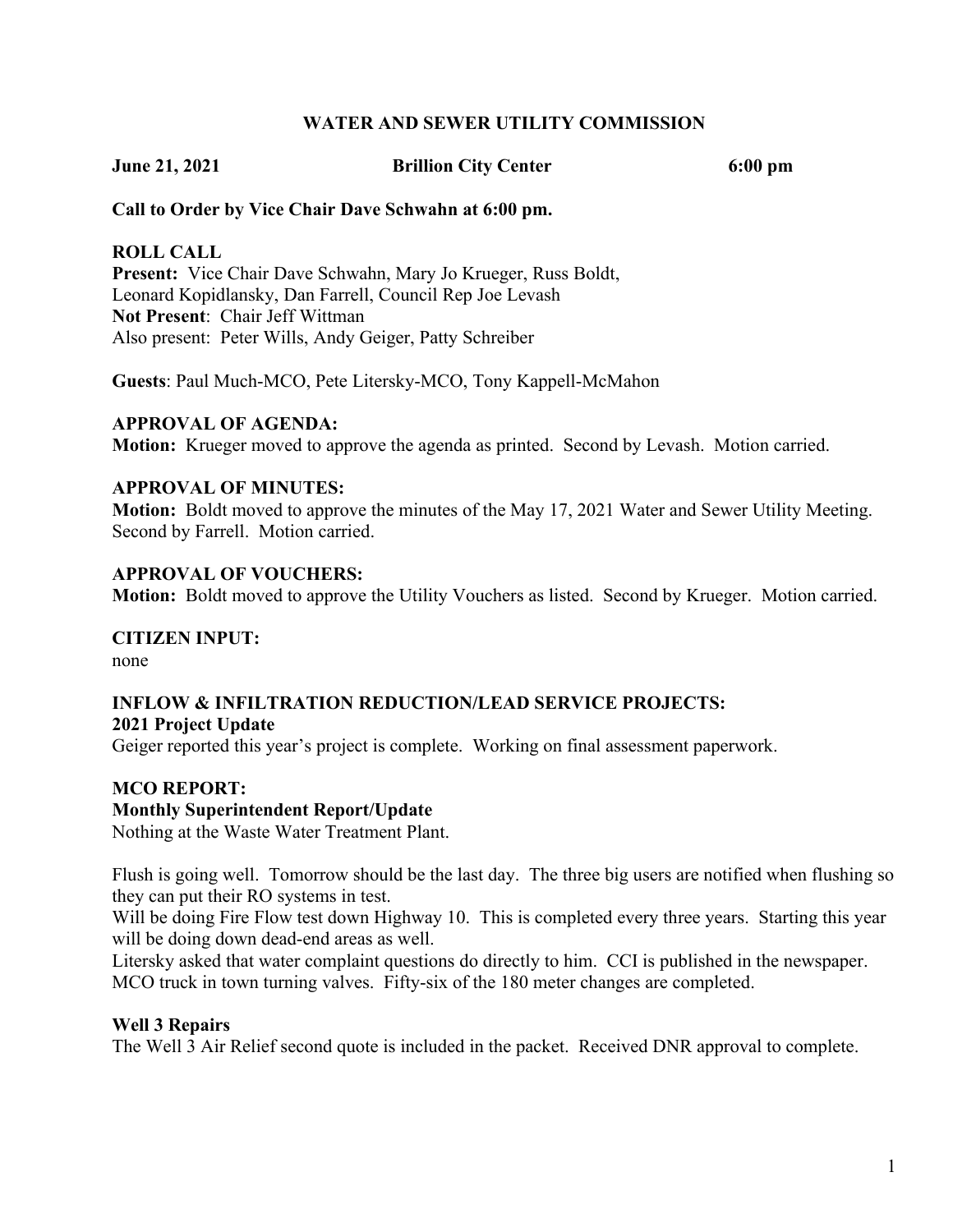# WATER AND SEWER UTILITY COMMISSION

**June 21, 2021 Brillion City Center 6:00 pm**

**Call to Order by Vice Chair Dave Schwahn at 6:00 pm.**

**ROLL CALL**
**Present:** Vice Chair Dave Schwahn, Mary Jo Krueger, Russ Boldt, Leonard Kopidlansky, Dan Farrell, Council Rep Joe Levash
**Not Present**: Chair Jeff Wittman
Also present: Peter Wills, Andy Geiger, Patty Schreiber

**Guests**: Paul Much-MCO, Pete Litersky-MCO, Tony Kappell-McMahon

**APPROVAL OF AGENDA:**
**Motion:** Krueger moved to approve the agenda as printed. Second by Levash. Motion carried.

**APPROVAL OF MINUTES:**
**Motion:** Boldt moved to approve the minutes of the May 17, 2021 Water and Sewer Utility Meeting. Second by Farrell. Motion carried.

**APPROVAL OF VOUCHERS:**
**Motion:** Boldt moved to approve the Utility Vouchers as listed. Second by Krueger. Motion carried.

**CITIZEN INPUT:**
none

**INFLOW & INFILTRATION REDUCTION/LEAD SERVICE PROJECTS:**
**2021 Project Update**
Geiger reported this year's project is complete. Working on final assessment paperwork.

**MCO REPORT:**
**Monthly Superintendent Report/Update**
Nothing at the Waste Water Treatment Plant.

Flush is going well. Tomorrow should be the last day. The three big users are notified when flushing so they can put their RO systems in test.
Will be doing Fire Flow test down Highway 10. This is completed every three years. Starting this year will be doing down dead-end areas as well.
Litersky asked that water complaint questions do directly to him. CCI is published in the newspaper.
MCO truck in town turning valves. Fifty-six of the 180 meter changes are completed.

**Well 3 Repairs**
The Well 3 Air Relief second quote is included in the packet. Received DNR approval to complete.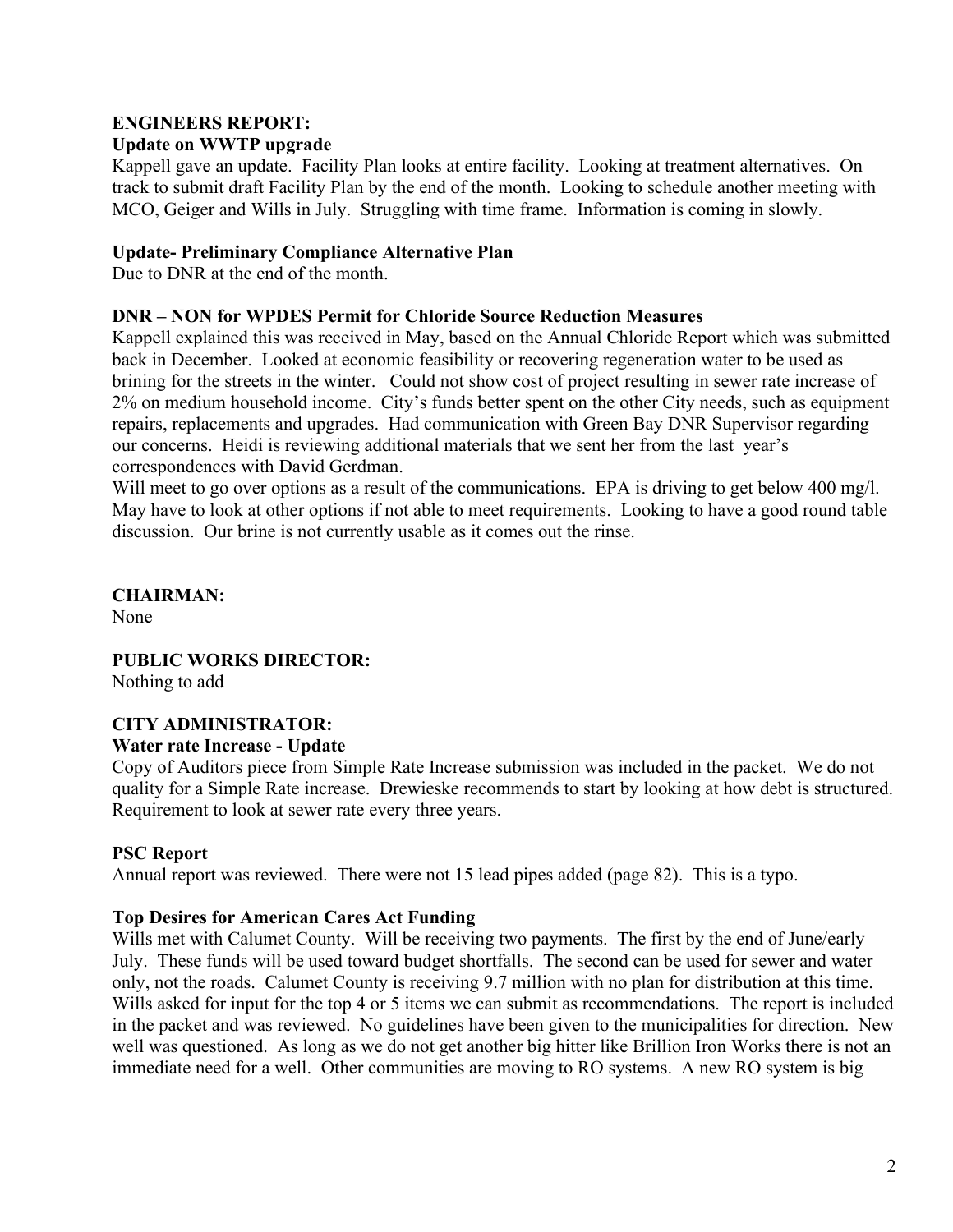**ENGINEERS REPORT:**

**Update on WWTP upgrade**

Kappell gave an update. Facility Plan looks at entire facility. Looking at treatment alternatives. On track to submit draft Facility Plan by the end of the month. Looking to schedule another meeting with MCO, Geiger and Wills in July. Struggling with time frame. Information is coming in slowly.

**Update- Preliminary Compliance Alternative Plan**

Due to DNR at the end of the month.

**DNR – NON for WPDES Permit for Chloride Source Reduction Measures**

Kappell explained this was received in May, based on the Annual Chloride Report which was submitted back in December. Looked at economic feasibility or recovering regeneration water to be used as brining for the streets in the winter. Could not show cost of project resulting in sewer rate increase of 2% on medium household income. City's funds better spent on the other City needs, such as equipment repairs, replacements and upgrades. Had communication with Green Bay DNR Supervisor regarding our concerns. Heidi is reviewing additional materials that we sent her from the last year's correspondences with David Gerdman.

Will meet to go over options as a result of the communications. EPA is driving to get below 400 mg/l. May have to look at other options if not able to meet requirements. Looking to have a good round table discussion. Our brine is not currently usable as it comes out the rinse.

**CHAIRMAN:**

None

**PUBLIC WORKS DIRECTOR:**

Nothing to add

**CITY ADMINISTRATOR:**

**Water rate Increase - Update**

Copy of Auditors piece from Simple Rate Increase submission was included in the packet. We do not quality for a Simple Rate increase. Drewieske recommends to start by looking at how debt is structured. Requirement to look at sewer rate every three years.

**PSC Report**

Annual report was reviewed. There were not 15 lead pipes added (page 82). This is a typo.

**Top Desires for American Cares Act Funding**

Wills met with Calumet County. Will be receiving two payments. The first by the end of June/early July. These funds will be used toward budget shortfalls. The second can be used for sewer and water only, not the roads. Calumet County is receiving 9.7 million with no plan for distribution at this time. Wills asked for input for the top 4 or 5 items we can submit as recommendations. The report is included in the packet and was reviewed. No guidelines have been given to the municipalities for direction. New well was questioned. As long as we do not get another big hitter like Brillion Iron Works there is not an immediate need for a well. Other communities are moving to RO systems. A new RO system is big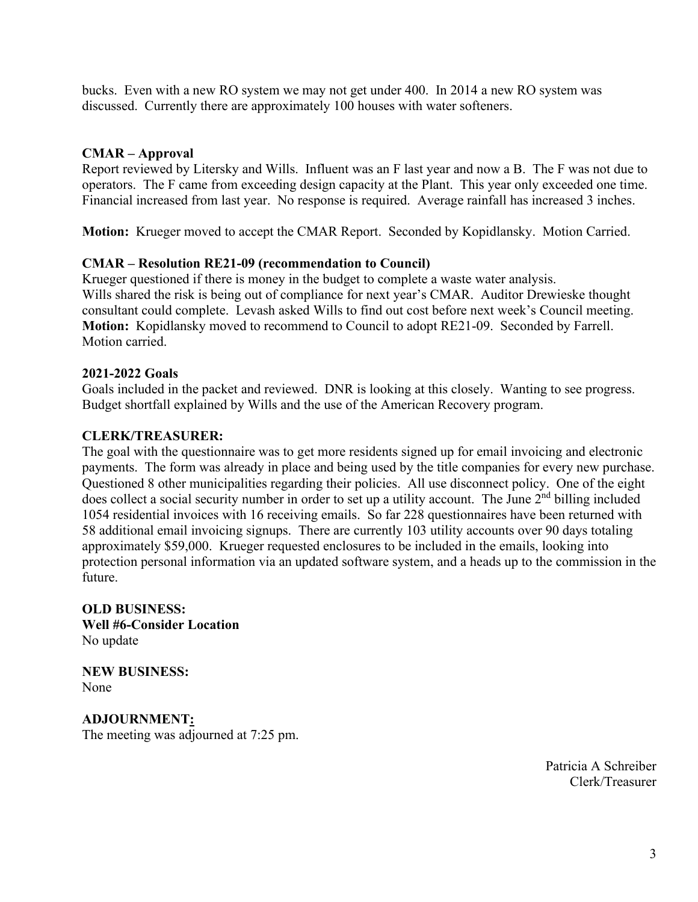bucks. Even with a new RO system we may not get under 400. In 2014 a new RO system was discussed. Currently there are approximately 100 houses with water softeners.

**CMAR – Approval**
Report reviewed by Litersky and Wills. Influent was an F last year and now a B. The F was not due to operators. The F came from exceeding design capacity at the Plant. This year only exceeded one time. Financial increased from last year. No response is required. Average rainfall has increased 3 inches.

**Motion:** Krueger moved to accept the CMAR Report. Seconded by Kopidlansky. Motion Carried.

**CMAR – Resolution RE21-09 (recommendation to Council)**
Krueger questioned if there is money in the budget to complete a waste water analysis.
Wills shared the risk is being out of compliance for next year's CMAR. Auditor Drewieske thought consultant could complete. Levash asked Wills to find out cost before next week's Council meeting.
**Motion:** Kopidlansky moved to recommend to Council to adopt RE21-09. Seconded by Farrell. Motion carried.

**2021-2022 Goals**
Goals included in the packet and reviewed. DNR is looking at this closely. Wanting to see progress. Budget shortfall explained by Wills and the use of the American Recovery program.

**CLERK/TREASURER:**
The goal with the questionnaire was to get more residents signed up for email invoicing and electronic payments. The form was already in place and being used by the title companies for every new purchase. Questioned 8 other municipalities regarding their policies. All use disconnect policy. One of the eight does collect a social security number in order to set up a utility account. The June 2nd billing included 1054 residential invoices with 16 receiving emails. So far 228 questionnaires have been returned with 58 additional email invoicing signups. There are currently 103 utility accounts over 90 days totaling approximately $59,000. Krueger requested enclosures to be included in the emails, looking into protection personal information via an updated software system, and a heads up to the commission in the future.

**OLD BUSINESS:**
**Well #6-Consider Location**
No update

**NEW BUSINESS:**
None

**ADJOURNMENT:**
The meeting was adjourned at 7:25 pm.

Patricia A Schreiber
Clerk/Treasurer